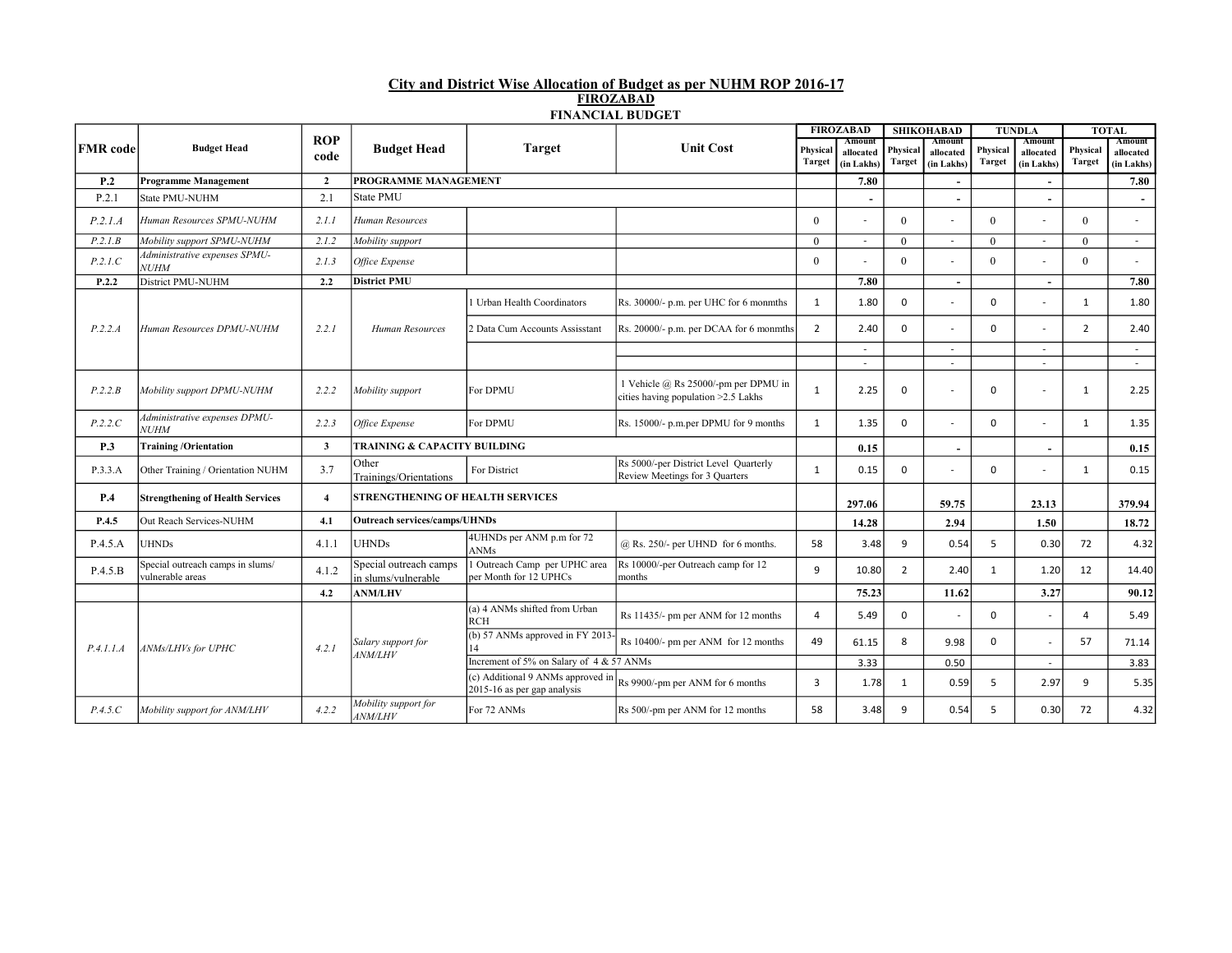## City and District Wise Allocation of Budget as per NUHM ROP 2016-17

### FIROZABAD

### FINANCIAL BUDGET

| FMR code | Budget Head | ROP code | Budget Head | Target | Unit Cost | FIROZABAD | | SHIKOHABAD | | TUNDLA | | TOTAL | |
|---|---|---|---|---|---|---|---|---|---|---|---|---|---|
| | | | | | | Physical Target | Amount allocated (in Lakhs) | Physical Target | Amount allocated (in Lakhs) | Physical Target | Amount allocated (in Lakhs) | Physical Target | Amount allocated (in Lakhs) |
| **P.2** | **Programme Management** | **2** | **PROGRAMME MANAGEMENT** | | | | **7.80** | | **-** | | **-** | | **7.80** |
| P.2.1 | State PMU-NUHM | 2.1 | State PMU | | | | - | | - | | - | | - |
| *P.2.1.A* | *Human Resources SPMU-NUHM* | *2.1.1* | *Human Resources* | | | 0 | - | 0 | - | 0 | - | 0 | - |
| *P.2.1.B* | *Mobility support SPMU-NUHM* | *2.1.2* | *Mobility support* | | | 0 | - | 0 | - | 0 | - | 0 | - |
| *P.2.1.C* | *Administrative expenses SPMU-NUHM* | *2.1.3* | *Office Expense* | | | 0 | - | 0 | - | 0 | - | 0 | - |
| **P.2.2** | District PMU-NUHM | **2.2** | **District PMU** | | | | **7.80** | | **-** | | **-** | | **7.80** |
| *P.2.2.A* | *Human Resources DPMU-NUHM* | *2.2.1* | *Human Resources* | 1 Urban Health Coordinators | Rs. 30000/- p.m. per UHC for 6 monmths | 1 | 1.80 | 0 | - | 0 | - | 1 | 1.80 |
| | | | | 2 Data Cum Accounts Assisstant | Rs. 20000/- p.m. per DCAA for 6 monmths | 2 | 2.40 | 0 | - | 0 | - | 2 | 2.40 |
| | | | | | | | - | | - | | - | | - |
| | | | | | | | - | | - | | - | | - |
| *P.2.2.B* | *Mobility support DPMU-NUHM* | *2.2.2* | *Mobility support* | For DPMU | 1 Vehicle @ Rs 25000/-pm per DPMU in cities having population >2.5 Lakhs | 1 | 2.25 | 0 | - | 0 | - | 1 | 2.25 |
| *P.2.2.C* | *Administrative expenses DPMU-NUHM* | *2.2.3* | *Office Expense* | For DPMU | Rs. 15000/- p.m.per DPMU for 9 months | 1 | 1.35 | 0 | - | 0 | - | 1 | 1.35 |
| **P.3** | **Training /Orientation** | **3** | **TRAINING & CAPACITY BUILDING** | | | | **0.15** | | **-** | | **-** | | **0.15** |
| P.3.3.A | Other Training / Orientation NUHM | 3.7 | Other Trainings/Orientations | For District | Rs 5000/-per District Level Quarterly Review Meetings for 3 Quarters | 1 | 0.15 | 0 | - | 0 | - | 1 | 0.15 |
| **P.4** | **Strengthening of Health Services** | **4** | **STRENGTHENING OF HEALTH SERVICES** | | | | **297.06** | | **59.75** | | **23.13** | | **379.94** |
| **P.4.5** | Out Reach Services-NUHM | **4.1** | **Outreach services/camps/UHNDs** | | | | **14.28** | | **2.94** | | **1.50** | | **18.72** |
| P.4.5.A | UHNDs | 4.1.1 | UHNDs | 4UHNDs per ANM p.m for 72 ANMs | @ Rs. 250/- per UHND for 6 months. | 58 | 3.48 | 9 | 0.54 | 5 | 0.30 | 72 | 4.32 |
| P.4.5.B | Special outreach camps in slums/ vulnerable areas | 4.1.2 | Special outreach camps in slums/vulnerable | 1 Outreach Camp per UPHC area per Month for 12 UPHCs | Rs 10000/-per Outreach camp for 12 months | 9 | 10.80 | 2 | 2.40 | 1 | 1.20 | 12 | 14.40 |
| | | **4.2** | **ANM/LHV** | | | | **75.23** | | **11.62** | | **3.27** | | **90.12** |
| *P.4.1.1.A* | *ANMs/LHVs for UPHC* | *4.2.1* | *Salary support for ANM/LHV* | (a) 4 ANMs shifted from Urban RCH | Rs 11435/- pm per ANM for 12 months | 4 | 5.49 | 0 | - | 0 | - | 4 | 5.49 |
| | | | | (b) 57 ANMs approved in FY 2013-14 | Rs 10400/- pm per ANM for 12 months | 49 | 61.15 | 8 | 9.98 | 0 | - | 57 | 71.14 |
| | | | | Increment of 5% on Salary of 4 & 57 ANMs | | | 3.33 | | 0.50 | | - | | 3.83 |
| | | | | (c) Additional 9 ANMs approved in 2015-16 as per gap analysis | Rs 9900/-pm per ANM for 6 months | 3 | 1.78 | 1 | 0.59 | 5 | 2.97 | 9 | 5.35 |
| *P.4.5.C* | *Mobility support for ANM/LHV* | *4.2.2* | *Mobility support for ANM/LHV* | For 72 ANMs | Rs 500/-pm per ANM for 12 months | 58 | 3.48 | 9 | 0.54 | 5 | 0.30 | 72 | 4.32 |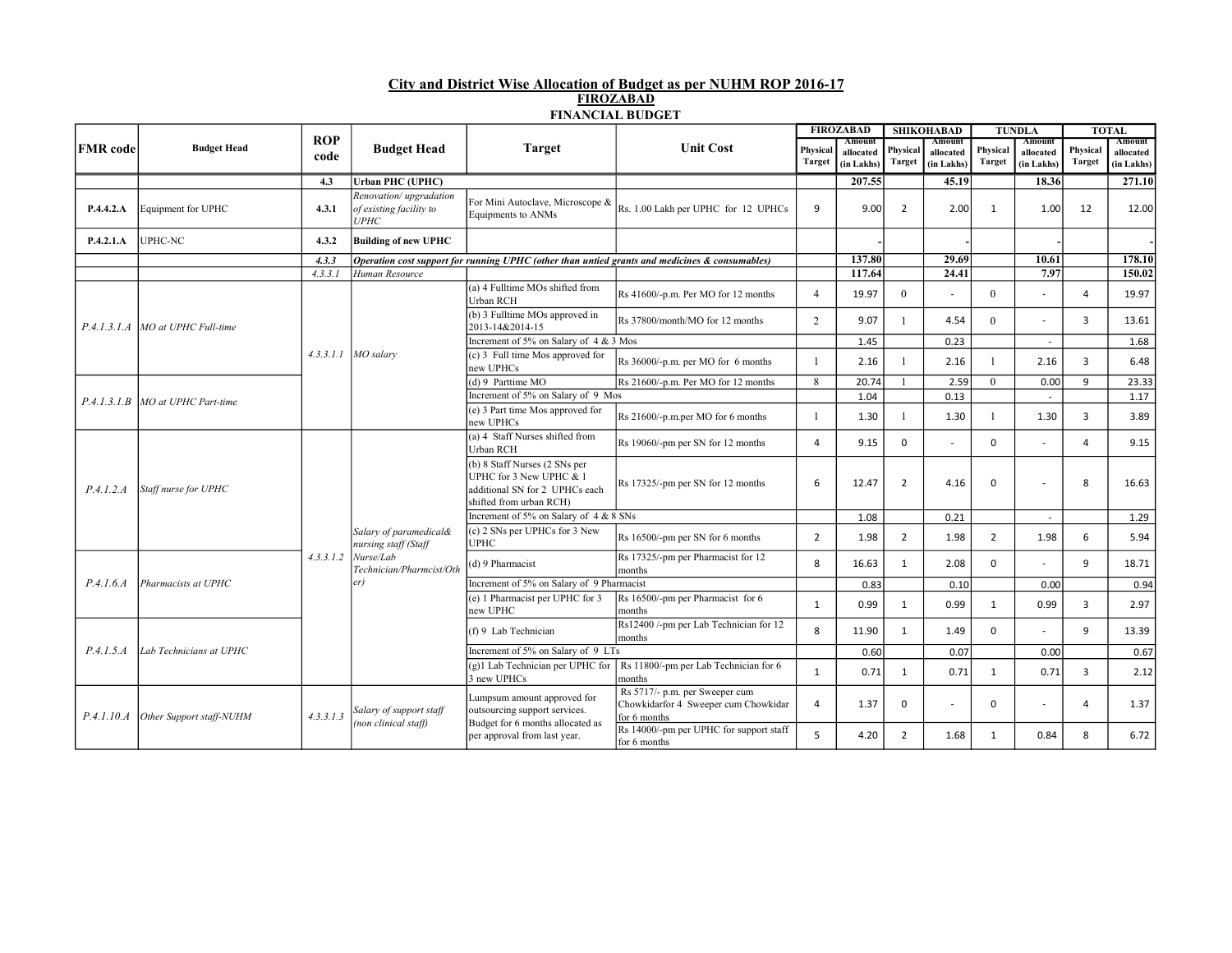## City and District Wise Allocation of Budget as per NUHM ROP 2016-17

### FIROZABAD

### FINANCIAL BUDGET

| FMR code | Budget Head | ROP code | Budget Head | Target | Unit Cost | FIROZABAD | | SHIKOHABAD | | TUNDLA | | TOTAL | |
|---|---|---|---|---|---|---|---|---|---|---|---|---|---|
| | | | | | | Physical Target | Amount allocated (in Lakhs) | Physical Target | Amount allocated (in Lakhs) | Physical Target | Amount allocated (in Lakhs) | Physical Target | Amount allocated (in Lakhs) |
| | | 4.3 | **Urban PHC (UPHC)** | | | | **207.55** | | **45.19** | | **18.36** | | **271.10** |
| **P.4.4.2.A** | Equipment for UPHC | **4.3.1** | *Renovation/ upgradation of existing facility to UPHC* | For Mini Autoclave, Microscope & Equipments to ANMs | Rs. 1.00 Lakh per UPHC for 12 UPHCs | 9 | 9.00 | 2 | 2.00 | 1 | 1.00 | 12 | 12.00 |
| **P.4.2.1.A** | UPHC-NC | **4.3.2** | **Building of new UPHC** | | | | - | | - | | - | | - |
| | | *4.3.3* | ***Operation cost support for running UPHC (other than untied grants and medicines & consumables)*** | | | | **137.80** | | **29.69** | | **10.61** | | **178.10** |
| | | *4.3.3.1* | *Human Resource* | | | | **117.64** | | **24.41** | | **7.97** | | **150.02** |
| *P.4.1.3.1.A* | *MO at UPHC Full-time* | *4.3.3.1.1* | *MO salary* | (a) 4 Fulltime MOs shifted from Urban RCH | Rs 41600/-p.m. Per MO for 12 months | 4 | 19.97 | 0 | - | 0 | - | 4 | 19.97 |
| | | | | (b) 3 Fulltime MOs approved in 2013-14&2014-15 | Rs 37800/month/MO for 12 months | 2 | 9.07 | 1 | 4.54 | 0 | - | 3 | 13.61 |
| | | | | Increment of 5% on Salary of 4 & 3 Mos | | | 1.45 | | 0.23 | | - | | 1.68 |
| | | | | (c) 3 Full time Mos approved for new UPHCs | Rs 36000/-p.m. per MO for 6 months | 1 | 2.16 | 1 | 2.16 | 1 | 2.16 | 3 | 6.48 |
| *P.4.1.3.1.B* | *MO at UPHC Part-time* | | | (d) 9 Parttime MO | Rs 21600/-p.m. Per MO for 12 months | 8 | 20.74 | 1 | 2.59 | 0 | 0.00 | 9 | 23.33 |
| | | | | Increment of 5% on Salary of 9 Mos | | | 1.04 | | 0.13 | | - | | 1.17 |
| | | | | (e) 3 Part time Mos approved for new UPHCs | Rs 21600/-p.m.per MO for 6 months | 1 | 1.30 | 1 | 1.30 | 1 | 1.30 | 3 | 3.89 |
| *P.4.1.2.A* | *Staff nurse for UPHC* | *4.3.3.1.2* | *Salary of paramedical& nursing staff (Staff Nurse/Lab Technician/Pharmcist/Other)* | (a) 4 Staff Nurses shifted from Urban RCH | Rs 19060/-pm per SN for 12 months | 4 | 9.15 | 0 | - | 0 | - | 4 | 9.15 |
| | | | | (b) 8 Staff Nurses (2 SNs per UPHC for 3 New UPHC & 1 additional SN for 2 UPHCs each shifted from urban RCH) | Rs 17325/-pm per SN for 12 months | 6 | 12.47 | 2 | 4.16 | 0 | - | 8 | 16.63 |
| | | | | Increment of 5% on Salary of 4 & 8 SNs | | | 1.08 | | 0.21 | | - | | 1.29 |
| | | | | (c) 2 SNs per UPHCs for 3 New UPHC | Rs 16500/-pm per SN for 6 months | 2 | 1.98 | 2 | 1.98 | 2 | 1.98 | 6 | 5.94 |
| *P.4.1.6.A* | *Pharmacists at UPHC* | | | (d) 9 Pharmacist | Rs 17325/-pm per Pharmacist for 12 months | 8 | 16.63 | 1 | 2.08 | 0 | - | 9 | 18.71 |
| | | | | Increment of 5% on Salary of 9 Pharmacist | | | 0.83 | | 0.10 | | 0.00 | | 0.94 |
| | | | | (e) 1 Pharmacist per UPHC for 3 new UPHC | Rs 16500/-pm per Pharmacist for 6 months | 1 | 0.99 | 1 | 0.99 | 1 | 0.99 | 3 | 2.97 |
| *P.4.1.5.A* | *Lab Technicians at UPHC* | | | (f) 9 Lab Technician | Rs12400 /-pm per Lab Technician for 12 months | 8 | 11.90 | 1 | 1.49 | 0 | - | 9 | 13.39 |
| | | | | Increment of 5% on Salary of 9 LTs | | | 0.60 | | 0.07 | | 0.00 | | 0.67 |
| | | | | (g)1 Lab Technician per UPHC for 3 new UPHCs | Rs 11800/-pm per Lab Technician for 6 months | 1 | 0.71 | 1 | 0.71 | 1 | 0.71 | 3 | 2.12 |
| *P.4.1.10.A* | *Other Support staff-NUHM* | *4.3.3.1.3* | *Salary of support staff (non clinical staff)* | Lumpsum amount approved for outsourcing support services. Budget for 6 months allocated as per approval from last year. | Rs 5717/- p.m. per Sweeper cum Chowkidarfor 4 Sweeper cum Chowkidar for 6 months | 4 | 1.37 | 0 | - | 0 | - | 4 | 1.37 |
| | | | | | Rs 14000/-pm per UPHC for support staff for 6 months | 5 | 4.20 | 2 | 1.68 | 1 | 0.84 | 8 | 6.72 |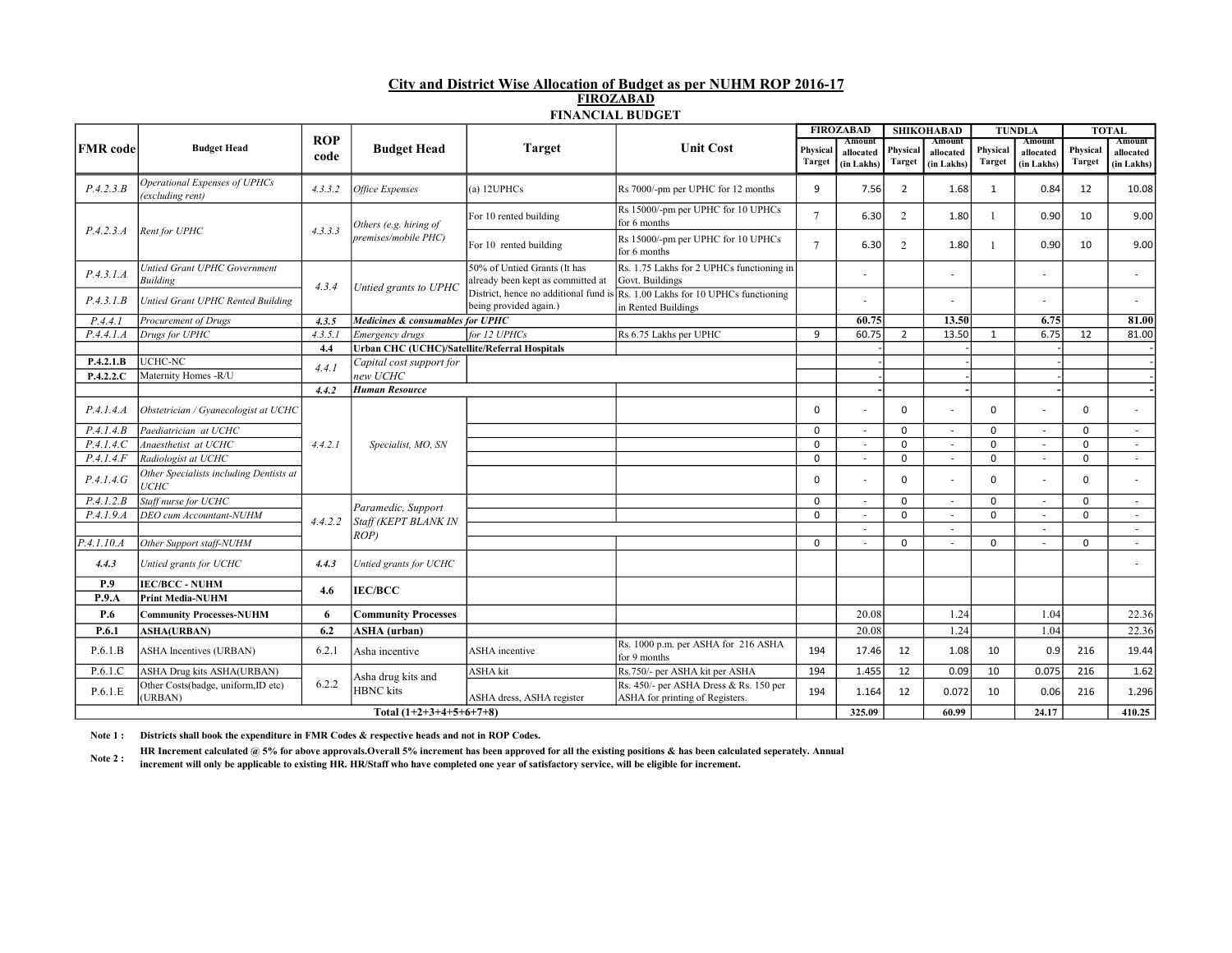## City and District Wise Allocation of Budget as per NUHM ROP 2016-17

### FIROZABAD

### FINANCIAL BUDGET

| FMR code | Budget Head | ROP code | Budget Head | Target | Unit Cost | FIROZABAD | | SHIKOHABAD | | TUNDLA | | TOTAL | |
|---|---|---|---|---|---|---|---|---|---|---|---|---|---|
| | | | | | | Physical Target | Amount allocated (in Lakhs) | Physical Target | Amount allocated (in Lakhs) | Physical Target | Amount allocated (in Lakhs) | Physical Target | Amount allocated (in Lakhs) |
| P.4.2.3.B | Operational Expenses of UPHCs (excluding rent) | 4.3.3.2 | Office Expenses | (a) 12UPHCs | Rs 7000/-pm per UPHC for 12 months | 9 | 7.56 | 2 | 1.68 | 1 | 0.84 | 12 | 10.08 |
| P.4.2.3.A | Rent for UPHC | 4.3.3.3 | Others (e.g. hiring of premises/mobile PHC) | For 10 rented building | Rs 15000/-pm per UPHC for 10 UPHCs for 6 months | 7 | 6.30 | 2 | 1.80 | 1 | 0.90 | 10 | 9.00 |
| | | | | For 10 rented building | Rs 15000/-pm per UPHC for 10 UPHCs for 6 months | 7 | 6.30 | 2 | 1.80 | 1 | 0.90 | 10 | 9.00 |
| P.4.3.1.A | Untied Grant UPHC Government Building | 4.3.4 | Untied grants to UPHC | 50% of Untied Grants (It has already been kept as committed at District, hence no additional fund is being provided again.) | Rs. 1.75 Lakhs for 2 UPHCs functioning in Govt. Buildings | | - | | - | | - | | - |
| P.4.3.1.B | Untied Grant UPHC Rented Building | | | | Rs. 1.00 Lakhs for 10 UPHCs functioning in Rented Buildings | | - | | - | | - | | - |
| P.4.4.1 | Procurement of Drugs | **4.3.5** | ***Medicines & consumables for UPHC*** | | | | **60.75** | | **13.50** | | **6.75** | | **81.00** |
| P.4.4.1.A | Drugs for UPHC | 4.3.5.1 | Emergency drugs | for 12 UPHCs | Rs 6.75 Lakhs per UPHC | 9 | 60.75 | 2 | 13.50 | 1 | 6.75 | 12 | 81.00 |
| | | **4.4** | **Urban CHC (UCHC)/Satellite/Referral Hospitals** | | | | - | | - | | - | | - |
| **P.4.2.1.B** | UCHC-NC | 4.4.1 | Capital cost support for new UCHC | | | | - | | - | | - | | - |
| **P.4.2.2.C** | Maternity Homes -R/U | | | | | | - | | - | | - | | - |
| | | **4.4.2** | ***Human Resource*** | | | | **-** | | **-** | | **-** | | **-** |
| P.4.1.4.A | Obstetrician / Gyanecologist at UCHC | 4.4.2.1 | Specialist, MO, SN | | | 0 | - | 0 | - | 0 | - | 0 | - |
| P.4.1.4.B | Paediatrician at UCHC | | | | | 0 | - | 0 | - | 0 | - | 0 | - |
| P.4.1.4.C | Anaesthetist at UCHC | | | | | 0 | - | 0 | - | 0 | - | 0 | - |
| P.4.1.4.F | Radiologist at UCHC | | | | | 0 | - | 0 | - | 0 | - | 0 | - |
| P.4.1.4.G | Other Specialists including Dentists at UCHC | | | | | 0 | - | 0 | - | 0 | - | 0 | - |
| P.4.1.2.B | Staff nurse for UCHC | 4.4.2.2 | Paramedic, Support Staff (KEPT BLANK IN ROP) | | | 0 | - | 0 | - | 0 | - | 0 | - |
| P.4.1.9.A | DEO cum Accountant-NUHM | | | | | 0 | - | 0 | - | 0 | - | 0 | - |
| | | | | | | | - | | - | | - | | - |
| P.4.1.10.A | Other Support staff-NUHM | | | | | 0 | - | 0 | - | 0 | - | 0 | - |
| **4.4.3** | Untied grants for UCHC | **4.4.3** | Untied grants for UCHC | | | | | | | | | | - |
| **P.9** | **IEC/BCC - NUHM** | **4.6** | **IEC/BCC** | | | | | | | | | | |
| **P.9.A** | **Print Media-NUHM** | | | | | | | | | | | | |
| **P.6** | **Community Processes-NUHM** | **6** | **Community Processes** | | | | 20.08 | | 1.24 | | 1.04 | | 22.36 |
| **P.6.1** | **ASHA(URBAN)** | **6.2** | **ASHA (urban)** | | | | 20.08 | | 1.24 | | 1.04 | | 22.36 |
| P.6.1.B | ASHA Incentives (URBAN) | 6.2.1 | Asha incentive | ASHA incentive | Rs. 1000 p.m. per ASHA for 216 ASHA for 9 months | 194 | 17.46 | 12 | 1.08 | 10 | 0.9 | 216 | 19.44 |
| P.6.1.C | ASHA Drug kits ASHA(URBAN) | 6.2.2 | Asha drug kits and HBNC kits | ASHA kit | Rs.750/- per ASHA kit per ASHA | 194 | 1.455 | 12 | 0.09 | 10 | 0.075 | 216 | 1.62 |
| P.6.1.E | Other Costs(badge, uniform,ID etc) (URBAN) | | | ASHA dress, ASHA register | Rs. 450/- per ASHA Dress & Rs. 150 per ASHA for printing of Registers. | 194 | 1.164 | 12 | 0.072 | 10 | 0.06 | 216 | 1.296 |
| **Total (1+2+3+4+5+6+7+8)** | | | | | | | **325.09** | | **60.99** | | **24.17** | | **410.25** |

**Note 1 :** **Districts shall book the expenditure in FMR Codes & respective heads and not in ROP Codes.**

**Note 2 :** **HR Increment calculated @ 5% for above approvals.Overall 5% increment has been approved for all the existing positions & has been calculated seperately. Annual increment will only be applicable to existing HR. HR/Staff who have completed one year of satisfactory service, will be eligible for increment.**